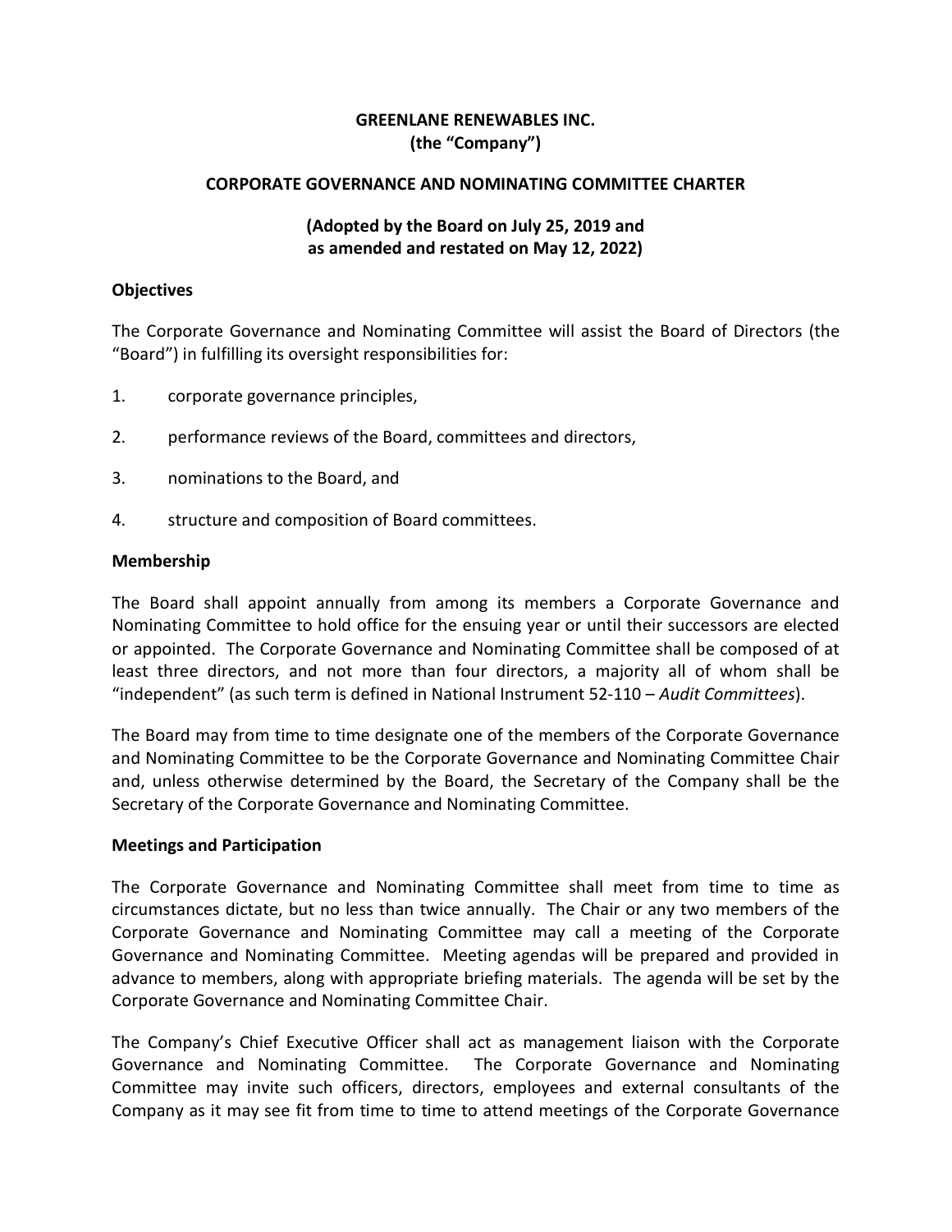**GREENLANE RENEWABLES INC.**
**(the "Company")**

**CORPORATE GOVERNANCE AND NOMINATING COMMITTEE CHARTER**

**(Adopted by the Board on July 25, 2019 and as amended and restated on May 12, 2022)**

## Objectives

The Corporate Governance and Nominating Committee will assist the Board of Directors (the "Board") in fulfilling its oversight responsibilities for:

1. corporate governance principles,
2. performance reviews of the Board, committees and directors,
3. nominations to the Board, and
4. structure and composition of Board committees.

## Membership

The Board shall appoint annually from among its members a Corporate Governance and Nominating Committee to hold office for the ensuing year or until their successors are elected or appointed. The Corporate Governance and Nominating Committee shall be composed of at least three directors, and not more than four directors, a majority all of whom shall be "independent" (as such term is defined in National Instrument 52-110 – *Audit Committees*).

The Board may from time to time designate one of the members of the Corporate Governance and Nominating Committee to be the Corporate Governance and Nominating Committee Chair and, unless otherwise determined by the Board, the Secretary of the Company shall be the Secretary of the Corporate Governance and Nominating Committee.

## Meetings and Participation

The Corporate Governance and Nominating Committee shall meet from time to time as circumstances dictate, but no less than twice annually. The Chair or any two members of the Corporate Governance and Nominating Committee may call a meeting of the Corporate Governance and Nominating Committee. Meeting agendas will be prepared and provided in advance to members, along with appropriate briefing materials. The agenda will be set by the Corporate Governance and Nominating Committee Chair.

The Company's Chief Executive Officer shall act as management liaison with the Corporate Governance and Nominating Committee. The Corporate Governance and Nominating Committee may invite such officers, directors, employees and external consultants of the Company as it may see fit from time to time to attend meetings of the Corporate Governance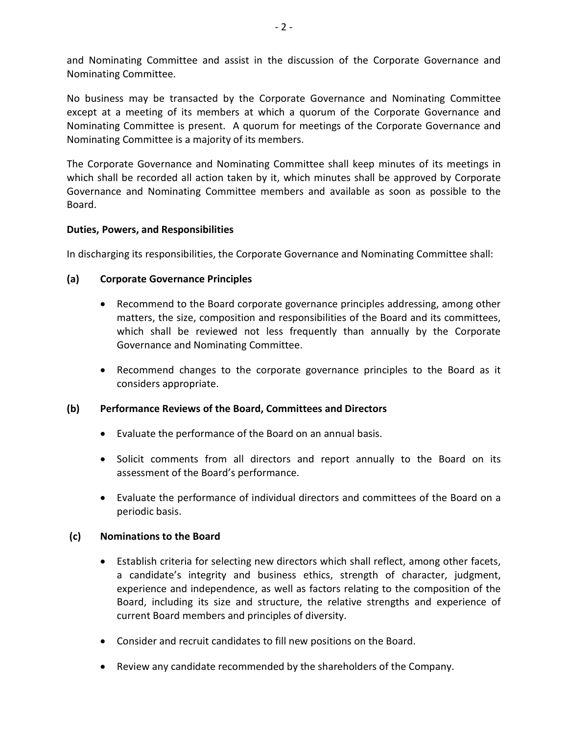and Nominating Committee and assist in the discussion of the Corporate Governance and Nominating Committee.

No business may be transacted by the Corporate Governance and Nominating Committee except at a meeting of its members at which a quorum of the Corporate Governance and Nominating Committee is present. A quorum for meetings of the Corporate Governance and Nominating Committee is a majority of its members.

The Corporate Governance and Nominating Committee shall keep minutes of its meetings in which shall be recorded all action taken by it, which minutes shall be approved by Corporate Governance and Nominating Committee members and available as soon as possible to the Board.

**Duties, Powers, and Responsibilities**

In discharging its responsibilities, the Corporate Governance and Nominating Committee shall:

**(a) Corporate Governance Principles**

- Recommend to the Board corporate governance principles addressing, among other matters, the size, composition and responsibilities of the Board and its committees, which shall be reviewed not less frequently than annually by the Corporate Governance and Nominating Committee.
- Recommend changes to the corporate governance principles to the Board as it considers appropriate.

**(b) Performance Reviews of the Board, Committees and Directors**

- Evaluate the performance of the Board on an annual basis.
- Solicit comments from all directors and report annually to the Board on its assessment of the Board's performance.
- Evaluate the performance of individual directors and committees of the Board on a periodic basis.

**(c) Nominations to the Board**

- Establish criteria for selecting new directors which shall reflect, among other facets, a candidate's integrity and business ethics, strength of character, judgment, experience and independence, as well as factors relating to the composition of the Board, including its size and structure, the relative strengths and experience of current Board members and principles of diversity.
- Consider and recruit candidates to fill new positions on the Board.
- Review any candidate recommended by the shareholders of the Company.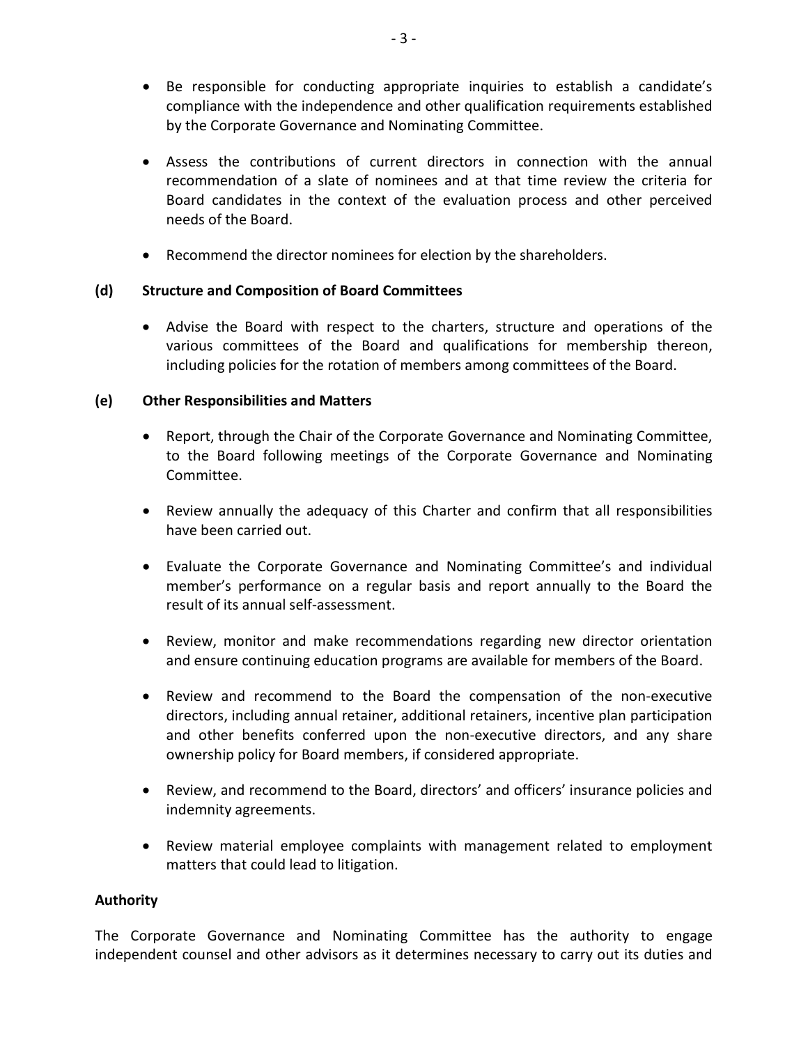- Be responsible for conducting appropriate inquiries to establish a candidate's compliance with the independence and other qualification requirements established by the Corporate Governance and Nominating Committee.

- Assess the contributions of current directors in connection with the annual recommendation of a slate of nominees and at that time review the criteria for Board candidates in the context of the evaluation process and other perceived needs of the Board.

- Recommend the director nominees for election by the shareholders.

**(d) Structure and Composition of Board Committees**

- Advise the Board with respect to the charters, structure and operations of the various committees of the Board and qualifications for membership thereon, including policies for the rotation of members among committees of the Board.

**(e) Other Responsibilities and Matters**

- Report, through the Chair of the Corporate Governance and Nominating Committee, to the Board following meetings of the Corporate Governance and Nominating Committee.

- Review annually the adequacy of this Charter and confirm that all responsibilities have been carried out.

- Evaluate the Corporate Governance and Nominating Committee's and individual member's performance on a regular basis and report annually to the Board the result of its annual self-assessment.

- Review, monitor and make recommendations regarding new director orientation and ensure continuing education programs are available for members of the Board.

- Review and recommend to the Board the compensation of the non-executive directors, including annual retainer, additional retainers, incentive plan participation and other benefits conferred upon the non-executive directors, and any share ownership policy for Board members, if considered appropriate.

- Review, and recommend to the Board, directors' and officers' insurance policies and indemnity agreements.

- Review material employee complaints with management related to employment matters that could lead to litigation.

**Authority**

The Corporate Governance and Nominating Committee has the authority to engage independent counsel and other advisors as it determines necessary to carry out its duties and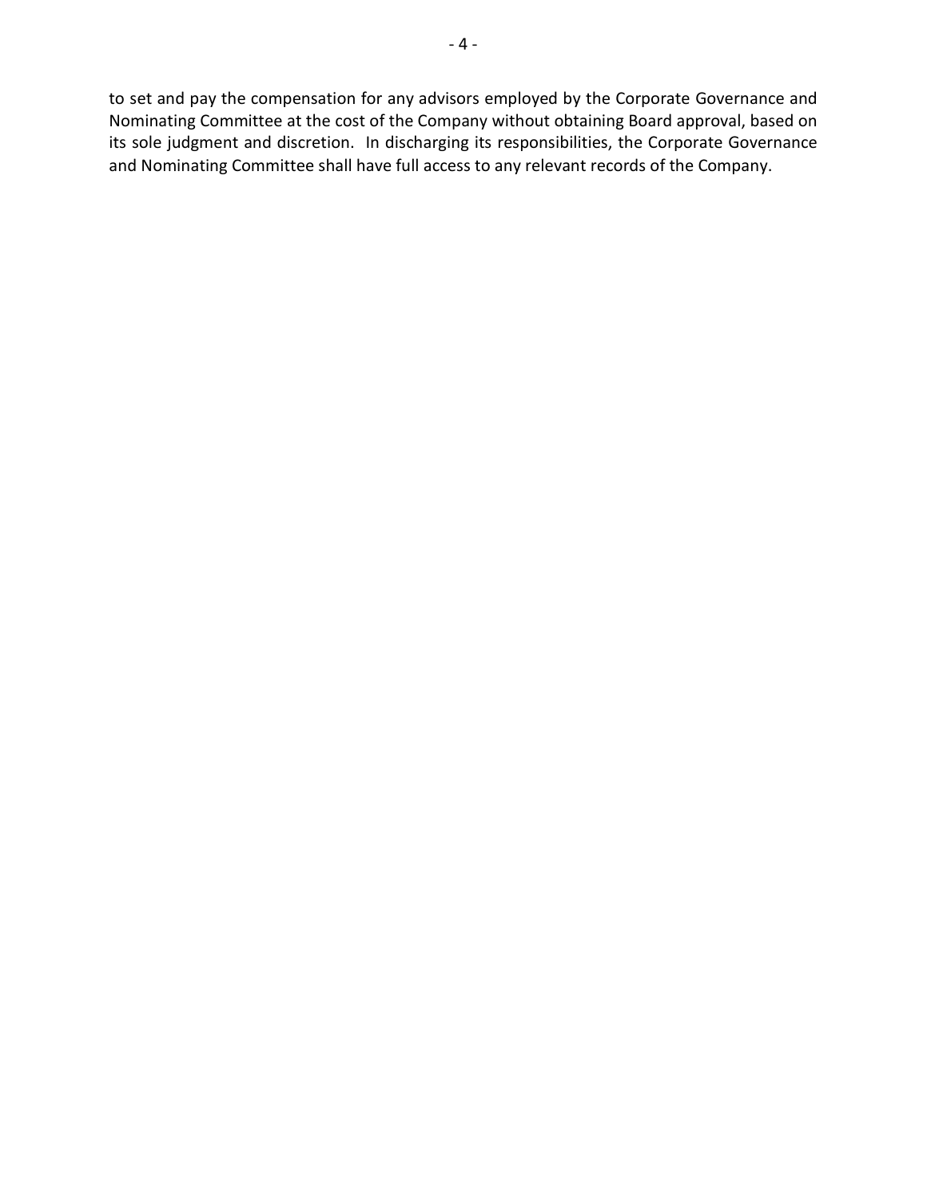to set and pay the compensation for any advisors employed by the Corporate Governance and Nominating Committee at the cost of the Company without obtaining Board approval, based on its sole judgment and discretion. In discharging its responsibilities, the Corporate Governance and Nominating Committee shall have full access to any relevant records of the Company.